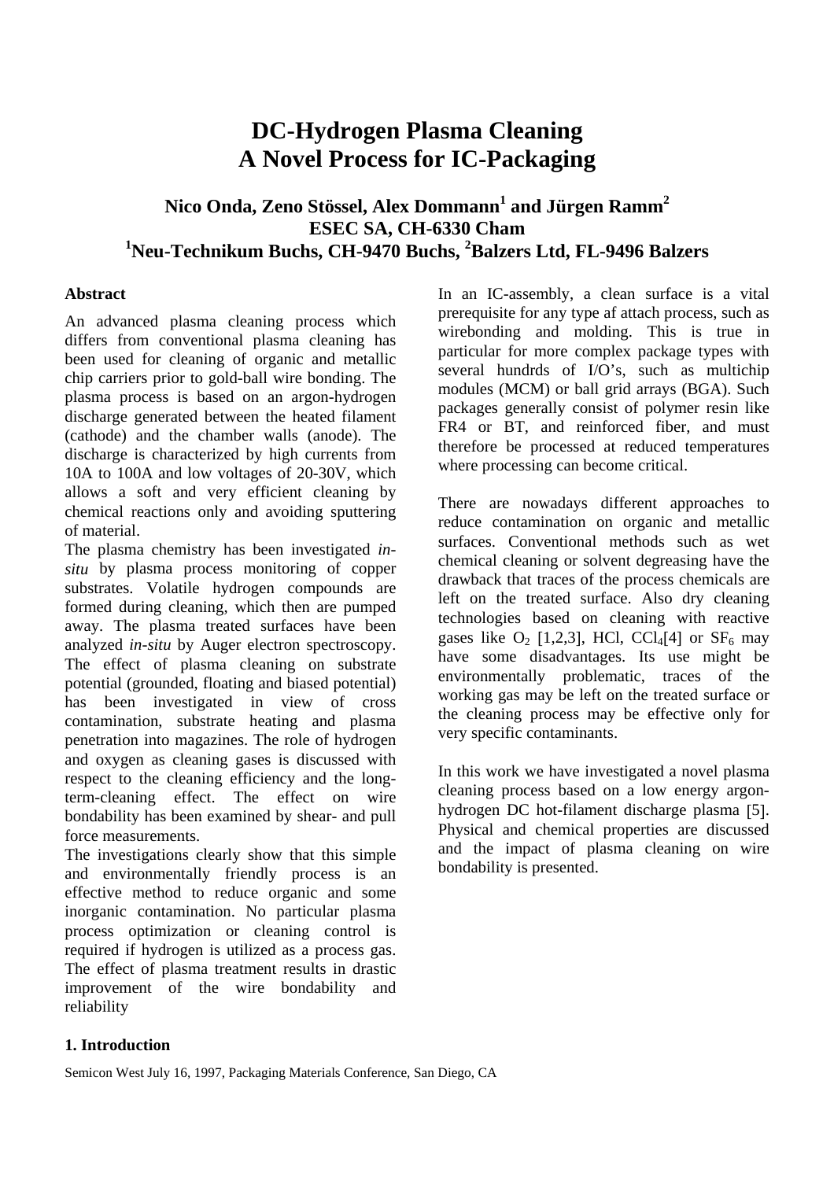# DC-Hydrogen Plasma Cleaning
# A Novel Process for IC-Packaging

## Nico Onda, Zeno Stössel, Alex Dommann[1] and Jürgen Ramm[2]
## ESEC SA, CH-6330 Cham
## [1]Neu-Technikum Buchs, CH-9470 Buchs, [2]Balzers Ltd, FL-9496 Balzers

### Abstract

An advanced plasma cleaning process which differs from conventional plasma cleaning has been used for cleaning of organic and metallic chip carriers prior to gold-ball wire bonding. The plasma process is based on an argon-hydrogen discharge generated between the heated filament (cathode) and the chamber walls (anode). The discharge is characterized by high currents from 10A to 100A and low voltages of 20-30V, which allows a soft and very efficient cleaning by chemical reactions only and avoiding sputtering of material.

The plasma chemistry has been investigated *in-situ* by plasma process monitoring of copper substrates. Volatile hydrogen compounds are formed during cleaning, which then are pumped away. The plasma treated surfaces have been analyzed *in-situ* by Auger electron spectroscopy. The effect of plasma cleaning on substrate potential (grounded, floating and biased potential) has been investigated in view of cross contamination, substrate heating and plasma penetration into magazines. The role of hydrogen and oxygen as cleaning gases is discussed with respect to the cleaning efficiency and the long-term-cleaning effect. The effect on wire bondability has been examined by shear- and pull force measurements.

The investigations clearly show that this simple and environmentally friendly process is an effective method to reduce organic and some inorganic contamination. No particular plasma process optimization or cleaning control is required if hydrogen is utilized as a process gas. The effect of plasma treatment results in drastic improvement of the wire bondability and reliability

### 1. Introduction

In an IC-assembly, a clean surface is a vital prerequisite for any type af attach process, such as wirebonding and molding. This is true in particular for more complex package types with several hundrds of I/O's, such as multichip modules (MCM) or ball grid arrays (BGA). Such packages generally consist of polymer resin like FR4 or BT, and reinforced fiber, and must therefore be processed at reduced temperatures where processing can become critical.

There are nowadays different approaches to reduce contamination on organic and metallic surfaces. Conventional methods such as wet chemical cleaning or solvent degreasing have the drawback that traces of the process chemicals are left on the treated surface. Also dry cleaning technologies based on cleaning with reactive gases like $O_2$ [1,2,3], HCl, $CCl_4$[4] or $SF_6$ may have some disadvantages. Its use might be environmentally problematic, traces of the working gas may be left on the treated surface or the cleaning process may be effective only for very specific contaminants.

In this work we have investigated a novel plasma cleaning process based on a low energy argon-hydrogen DC hot-filament discharge plasma [5]. Physical and chemical properties are discussed and the impact of plasma cleaning on wire bondability is presented.

Semicon West July 16, 1997, Packaging Materials Conference, San Diego, CA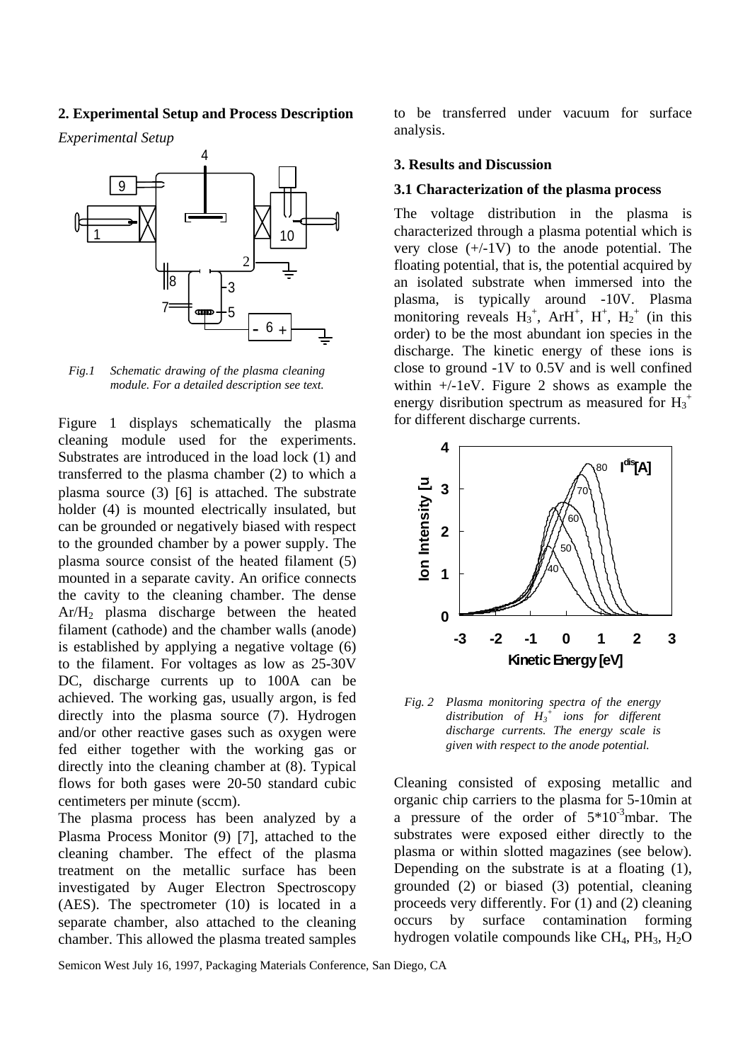## 2. Experimental Setup and Process Description

*Experimental Setup*

4
9
1
10
2
8
3
7
5
- 6 +

*Fig.1 Schematic drawing of the plasma cleaning module. For a detailed description see text.*

Figure 1 displays schematically the plasma cleaning module used for the experiments. Substrates are introduced in the load lock (1) and transferred to the plasma chamber (2) to which a plasma source (3) [6] is attached. The substrate holder (4) is mounted electrically insulated, but can be grounded or negatively biased with respect to the grounded chamber by a power supply. The plasma source consist of the heated filament (5) mounted in a separate cavity. An orifice connects the cavity to the cleaning chamber. The dense $Ar/H_2$ plasma discharge between the heated filament (cathode) and the chamber walls (anode) is established by applying a negative voltage (6) to the filament. For voltages as low as 25-30V DC, discharge currents up to 100A can be achieved. The working gas, usually argon, is fed directly into the plasma source (7). Hydrogen and/or other reactive gases such as oxygen were fed either together with the working gas or directly into the cleaning chamber at (8). Typical flows for both gases were 20-50 standard cubic centimeters per minute (sccm).

The plasma process has been analyzed by a Plasma Process Monitor (9) [7], attached to the cleaning chamber. The effect of the plasma treatment on the metallic surface has been investigated by Auger Electron Spectroscopy (AES). The spectrometer (10) is located in a separate chamber, also attached to the cleaning chamber. This allowed the plasma treated samples to be transferred under vacuum for surface analysis.

## 3. Results and Discussion

### 3.1 Characterization of the plasma process

The voltage distribution in the plasma is characterized through a plasma potential which is very close (+/-1V) to the anode potential. The floating potential, that is, the potential acquired by an isolated substrate when immersed into the plasma, is typically around -10V. Plasma monitoring reveals $H_3^+$, $ArH^+$, $H^+$, $H_2^+$ (in this order) to be the most abundant ion species in the discharge. The kinetic energy of these ions is close to ground -1V to 0.5V and is well confined within +/-1eV. Figure 2 shows as example the energy disribution spectrum as measured for $H_3^+$ for different discharge currents.

Ion Intensity [u
Kinetic Energy [eV]
$I^{dis}$[A]
80
70
60
50
40
4
3
2
1
0
-3 -2 -1 0 1 2 3

*Fig. 2 Plasma monitoring spectra of the energy distribution of $H_3^+$ ions for different discharge currents. The energy scale is given with respect to the anode potential.*

Cleaning consisted of exposing metallic and organic chip carriers to the plasma for 5-10min at a pressure of the order of $5*10^{-3}$mbar. The substrates were exposed either directly to the plasma or within slotted magazines (see below). Depending on the substrate is at a floating (1), grounded (2) or biased (3) potential, cleaning proceeds very differently. For (1) and (2) cleaning occurs by surface contamination forming hydrogen volatile compounds like $CH_4$, $PH_3$, $H_2O$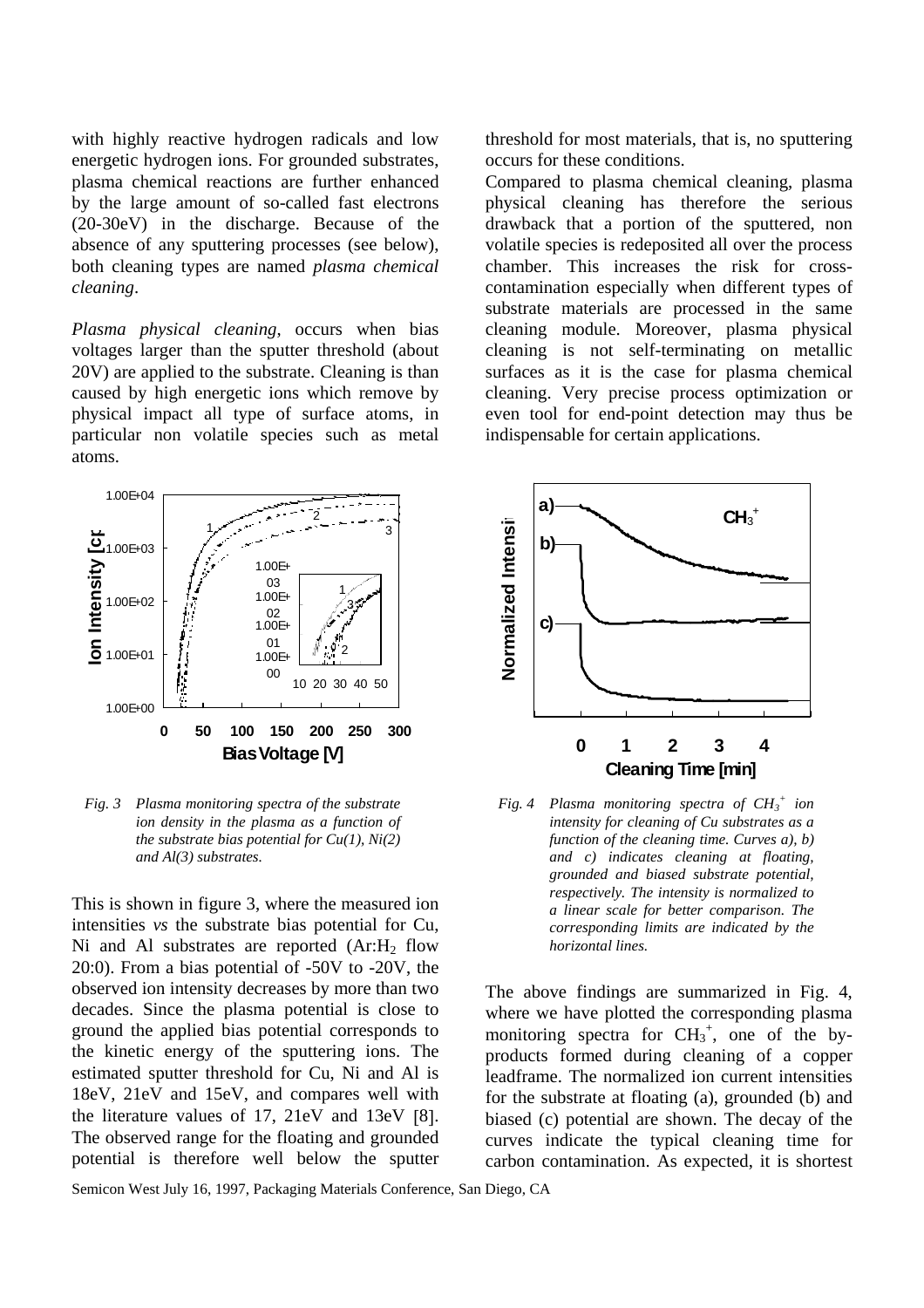with highly reactive hydrogen radicals and low energetic hydrogen ions. For grounded substrates, plasma chemical reactions are further enhanced by the large amount of so-called fast electrons (20-30eV) in the discharge. Because of the absence of any sputtering processes (see below), both cleaning types are named *plasma chemical cleaning*.

*Plasma physical cleaning*, occurs when bias voltages larger than the sputter threshold (about 20V) are applied to the substrate. Cleaning is than caused by high energetic ions which remove by physical impact all type of surface atoms, in particular non volatile species such as metal atoms.

Ion Intensity [c
1.00E+04
1.00E+03
1.00E+02
1.00E+01
1.00E+00
0 50 100 150 200 250 300
Bias Voltage [V]
1 2 3
1.00E+03
1.00E+02
1.00E+01
1.00E+00
10 20 30 40 50
1 3 2

*Fig. 3 Plasma monitoring spectra of the substrate ion density in the plasma as a function of the substrate bias potential for Cu(1), Ni(2) and Al(3) substrates.*

This is shown in figure 3, where the measured ion intensities *vs* the substrate bias potential for Cu, Ni and Al substrates are reported (Ar:$H_2$ flow 20:0). From a bias potential of -50V to -20V, the observed ion intensity decreases by more than two decades. Since the plasma potential is close to ground the applied bias potential corresponds to the kinetic energy of the sputtering ions. The estimated sputter threshold for Cu, Ni and Al is 18eV, 21eV and 15eV, and compares well with the literature values of 17, 21eV and 13eV [8]. The observed range for the floating and grounded potential is therefore well below the sputter threshold for most materials, that is, no sputtering occurs for these conditions.

Compared to plasma chemical cleaning, plasma physical cleaning has therefore the serious drawback that a portion of the sputtered, non volatile species is redeposited all over the process chamber. This increases the risk for cross-contamination especially when different types of substrate materials are processed in the same cleaning module. Moreover, plasma physical cleaning is not self-terminating on metallic surfaces as it is the case for plasma chemical cleaning. Very precise process optimization or even tool for end-point detection may thus be indispensable for certain applications.

Normalized Intensi
a)
b)
c)
$CH_3^+$
0 1 2 3 4
Cleaning Time [min]

*Fig. 4 Plasma monitoring spectra of $CH_3^+$ ion intensity for cleaning of Cu substrates as a function of the cleaning time. Curves a), b) and c) indicates cleaning at floating, grounded and biased substrate potential, respectively. The intensity is normalized to a linear scale for better comparison. The corresponding limits are indicated by the horizontal lines.*

The above findings are summarized in Fig. 4, where we have plotted the corresponding plasma monitoring spectra for $CH_3^+$, one of the by-products formed during cleaning of a copper leadframe. The normalized ion current intensities for the substrate at floating (a), grounded (b) and biased (c) potential are shown. The decay of the curves indicate the typical cleaning time for carbon contamination. As expected, it is shortest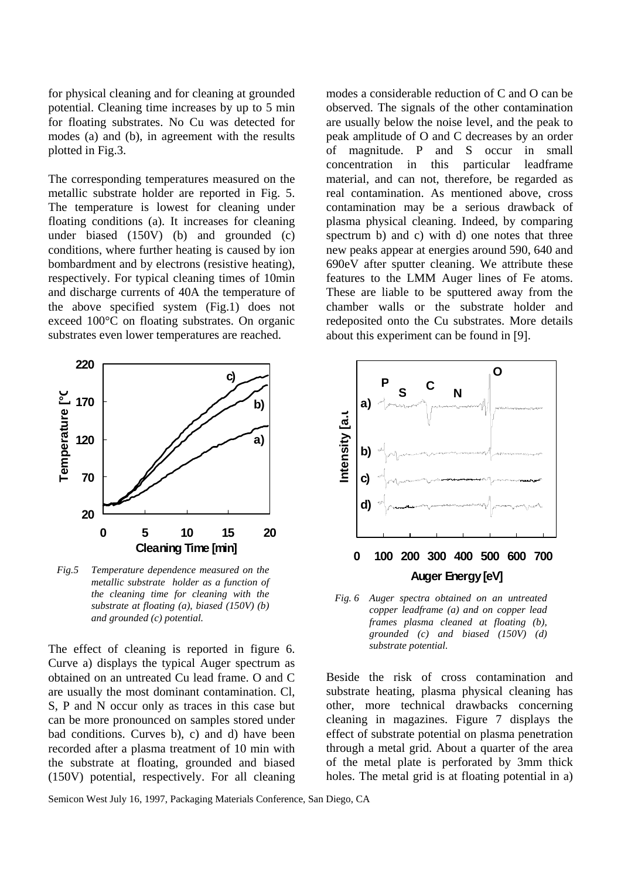for physical cleaning and for cleaning at grounded potential. Cleaning time increases by up to 5 min for floating substrates. No Cu was detected for modes (a) and (b), in agreement with the results plotted in Fig.3.

The corresponding temperatures measured on the metallic substrate holder are reported in Fig. 5. The temperature is lowest for cleaning under floating conditions (a). It increases for cleaning under biased (150V) (b) and grounded (c) conditions, where further heating is caused by ion bombardment and by electrons (resistive heating), respectively. For typical cleaning times of 10min and discharge currents of 40A the temperature of the above specified system (Fig.1) does not exceed 100°C on floating substrates. On organic substrates even lower temperatures are reached.

Temperature [°C]
220
170
120
70
20
0 5 10 15 20
Cleaning Time [min]
a)
b)
c)

*Fig.5 Temperature dependence measured on the metallic substrate holder as a function of the cleaning time for cleaning with the substrate at floating (a), biased (150V) (b) and grounded (c) potential.*

The effect of cleaning is reported in figure 6. Curve a) displays the typical Auger spectrum as obtained on an untreated Cu lead frame. O and C are usually the most dominant contamination. Cl, S, P and N occur only as traces in this case but can be more pronounced on samples stored under bad conditions. Curves b), c) and d) have been recorded after a plasma treatment of 10 min with the substrate at floating, grounded and biased (150V) potential, respectively. For all cleaning modes a considerable reduction of C and O can be observed. The signals of the other contamination are usually below the noise level, and the peak to peak amplitude of O and C decreases by an order of magnitude. P and S occur in small concentration in this particular leadframe material, and can not, therefore, be regarded as real contamination. As mentioned above, cross contamination may be a serious drawback of plasma physical cleaning. Indeed, by comparing spectrum b) and c) with d) one notes that three new peaks appear at energies around 590, 640 and 690eV after sputter cleaning. We attribute these features to the LMM Auger lines of Fe atoms. These are liable to be sputtered away from the chamber walls or the substrate holder and redeposited onto the Cu substrates. More details about this experiment can be found in [9].

Intensity [a.u.]
P S C N O
a)
b)
c)
d)
0 100 200 300 400 500 600 700
Auger Energy [eV]

*Fig. 6 Auger spectra obtained on an untreated copper leadframe (a) and on copper lead frames plasma cleaned at floating (b), grounded (c) and biased (150V) (d) substrate potential.*

Beside the risk of cross contamination and substrate heating, plasma physical cleaning has other, more technical drawbacks concerning cleaning in magazines. Figure 7 displays the effect of substrate potential on plasma penetration through a metal grid. About a quarter of the area of the metal plate is perforated by 3mm thick holes. The metal grid is at floating potential in a)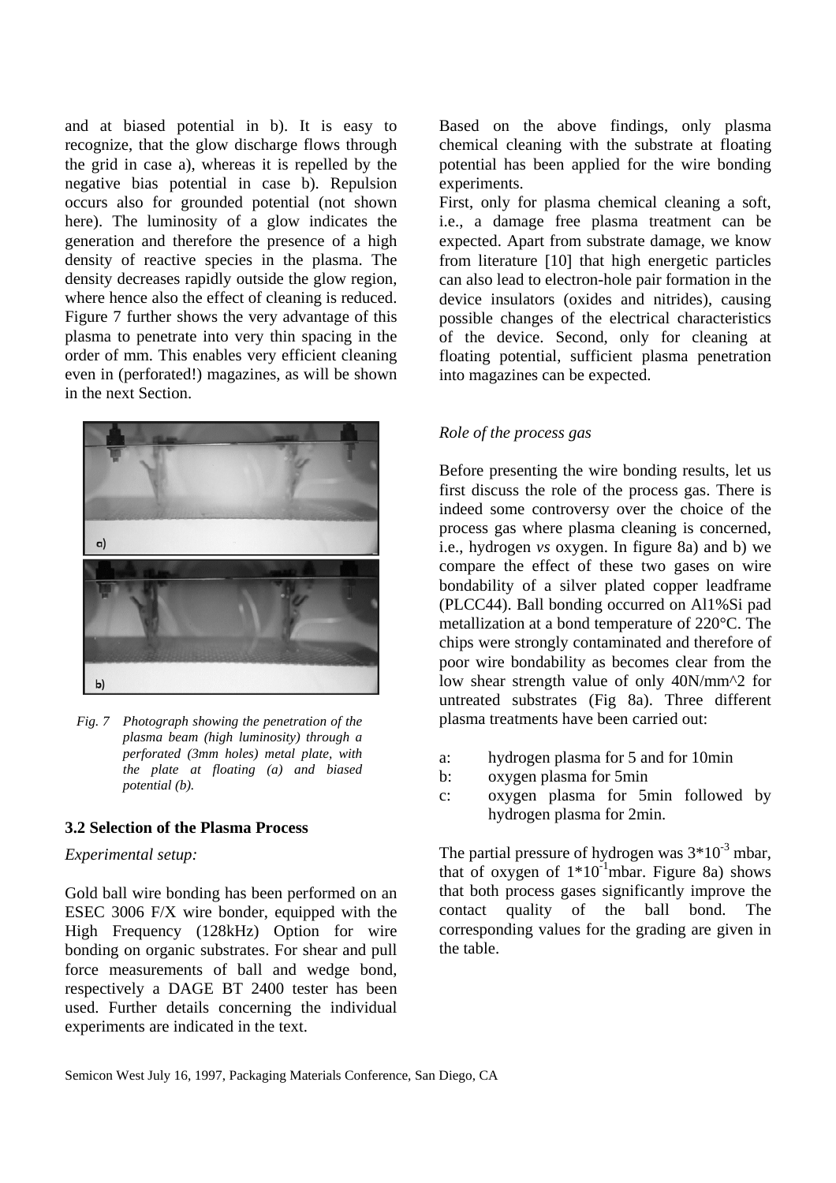and at biased potential in b). It is easy to recognize, that the glow discharge flows through the grid in case a), whereas it is repelled by the negative bias potential in case b). Repulsion occurs also for grounded potential (not shown here). The luminosity of a glow indicates the generation and therefore the presence of a high density of reactive species in the plasma. The density decreases rapidly outside the glow region, where hence also the effect of cleaning is reduced. Figure 7 further shows the very advantage of this plasma to penetrate into very thin spacing in the order of mm. This enables very efficient cleaning even in (perforated!) magazines, as will be shown in the next Section.

*Fig. 7 Photograph showing the penetration of the plasma beam (high luminosity) through a perforated (3mm holes) metal plate, with the plate at floating (a) and biased potential (b).*

### 3.2 Selection of the Plasma Process

*Experimental setup:*

Gold ball wire bonding has been performed on an ESEC 3006 F/X wire bonder, equipped with the High Frequency (128kHz) Option for wire bonding on organic substrates. For shear and pull force measurements of ball and wedge bond, respectively a DAGE BT 2400 tester has been used. Further details concerning the individual experiments are indicated in the text.

Based on the above findings, only plasma chemical cleaning with the substrate at floating potential has been applied for the wire bonding experiments.

First, only for plasma chemical cleaning a soft, i.e., a damage free plasma treatment can be expected. Apart from substrate damage, we know from literature [10] that high energetic particles can also lead to electron-hole pair formation in the device insulators (oxides and nitrides), causing possible changes of the electrical characteristics of the device. Second, only for cleaning at floating potential, sufficient plasma penetration into magazines can be expected.

*Role of the process gas*

Before presenting the wire bonding results, let us first discuss the role of the process gas. There is indeed some controversy over the choice of the process gas where plasma cleaning is concerned, i.e., hydrogen *vs* oxygen. In figure 8a) and b) we compare the effect of these two gases on wire bondability of a silver plated copper leadframe (PLCC44). Ball bonding occurred on Al1%Si pad metallization at a bond temperature of 220°C. The chips were strongly contaminated and therefore of poor wire bondability as becomes clear from the low shear strength value of only 40N/mm^2 for untreated substrates (Fig 8a). Three different plasma treatments have been carried out:

- a: hydrogen plasma for 5 and for 10min
- b: oxygen plasma for 5min
- c: oxygen plasma for 5min followed by hydrogen plasma for 2min.

The partial pressure of hydrogen was $3*10^{-3}$ mbar, that of oxygen of $1*10^{-1}$mbar. Figure 8a) shows that both process gases significantly improve the contact quality of the ball bond. The corresponding values for the grading are given in the table.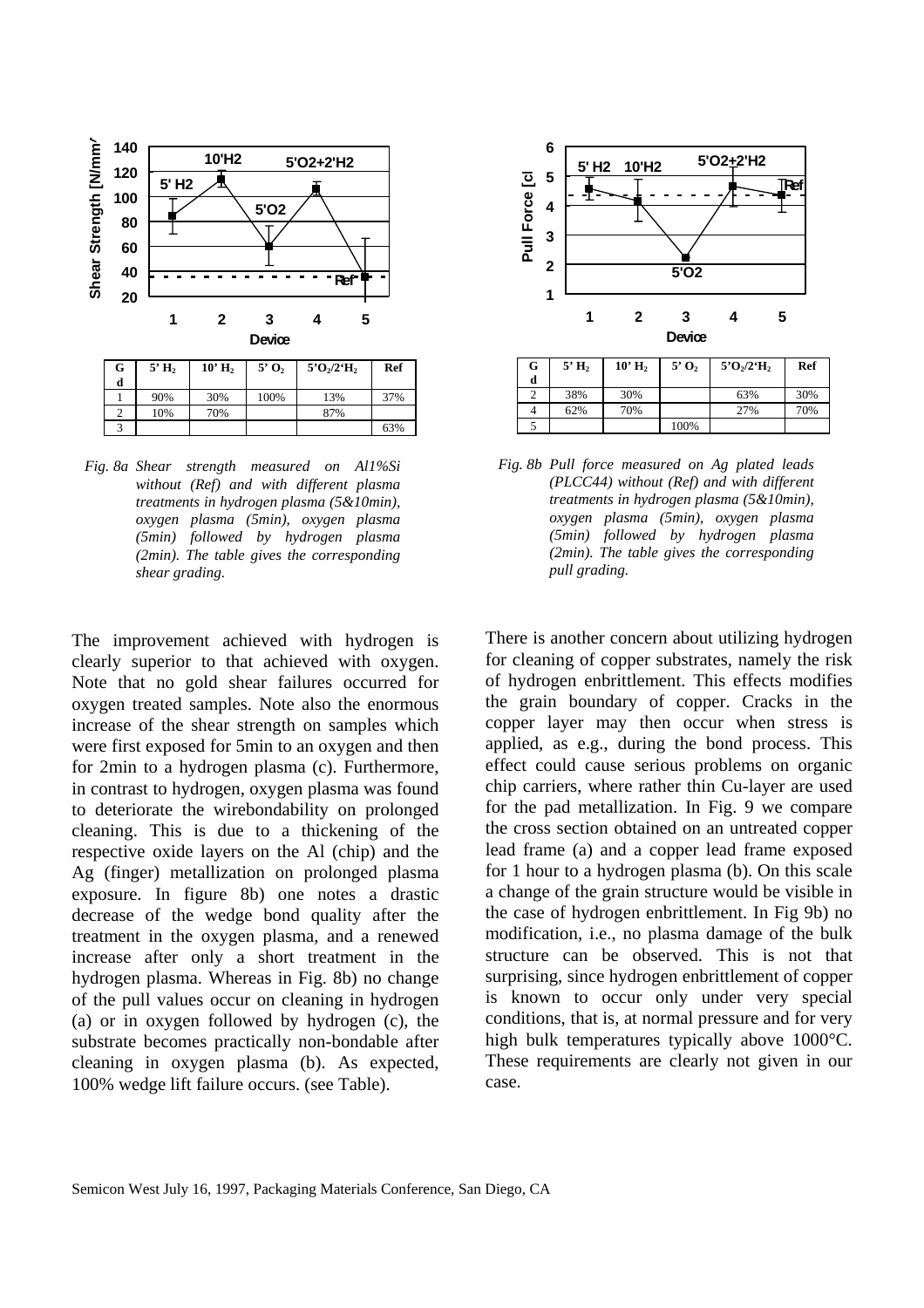Shear Strength [N/mm²]
140
120
100
80
60
40
20
10'H2
5'O2+2'H2
5' H2
5'O2
Ref
1 2 3 4 5
Device

| Gd | 5' $H_2$ | 10' $H_2$ | 5' $O_2$ | 5'$O_2$/2'$H_2$ | Ref |
|---|---|---|---|---|---|
| 1 | 90% | 30% | 100% | 13% | 37% |
| 2 | 10% | 70% | | 87% | |
| 3 | | | | | 63% |

*Fig. 8a Shear strength measured on Al1%Si without (Ref) and with different plasma treatments in hydrogen plasma (5&10min), oxygen plasma (5min), oxygen plasma (5min) followed by hydrogen plasma (2min). The table gives the corresponding shear grading.*

Pull Force [cN]
6
5
4
3
2
1
5' H2
10'H2
5'O2+2'H2
Ref
5'O2
1 2 3 4 5
Device

| Gd | 5' $H_2$ | 10' $H_2$ | 5' $O_2$ | 5'$O_2$/2'$H_2$ | Ref |
|---|---|---|---|---|---|
| 2 | 38% | 30% | | 63% | 30% |
| 4 | 62% | 70% | | 27% | 70% |
| 5 | | | 100% | | |

*Fig. 8b Pull force measured on Ag plated leads (PLCC44) without (Ref) and with different treatments in hydrogen plasma (5&10min), oxygen plasma (5min), oxygen plasma (5min) followed by hydrogen plasma (2min). The table gives the corresponding pull grading.*

The improvement achieved with hydrogen is clearly superior to that achieved with oxygen. Note that no gold shear failures occurred for oxygen treated samples. Note also the enormous increase of the shear strength on samples which were first exposed for 5min to an oxygen and then for 2min to a hydrogen plasma (c). Furthermore, in contrast to hydrogen, oxygen plasma was found to deteriorate the wirebondability on prolonged cleaning. This is due to a thickening of the respective oxide layers on the Al (chip) and the Ag (finger) metallization on prolonged plasma exposure. In figure 8b) one notes a drastic decrease of the wedge bond quality after the treatment in the oxygen plasma, and a renewed increase after only a short treatment in the hydrogen plasma. Whereas in Fig. 8b) no change of the pull values occur on cleaning in hydrogen (a) or in oxygen followed by hydrogen (c), the substrate becomes practically non-bondable after cleaning in oxygen plasma (b). As expected, 100% wedge lift failure occurs. (see Table).

There is another concern about utilizing hydrogen for cleaning of copper substrates, namely the risk of hydrogen enbrittlement. This effects modifies the grain boundary of copper. Cracks in the copper layer may then occur when stress is applied, as e.g., during the bond process. This effect could cause serious problems on organic chip carriers, where rather thin Cu-layer are used for the pad metallization. In Fig. 9 we compare the cross section obtained on an untreated copper lead frame (a) and a copper lead frame exposed for 1 hour to a hydrogen plasma (b). On this scale a change of the grain structure would be visible in the case of hydrogen enbrittlement. In Fig 9b) no modification, i.e., no plasma damage of the bulk structure can be observed. This is not that surprising, since hydrogen enbrittlement of copper is known to occur only under very special conditions, that is, at normal pressure and for very high bulk temperatures typically above 1000°C. These requirements are clearly not given in our case.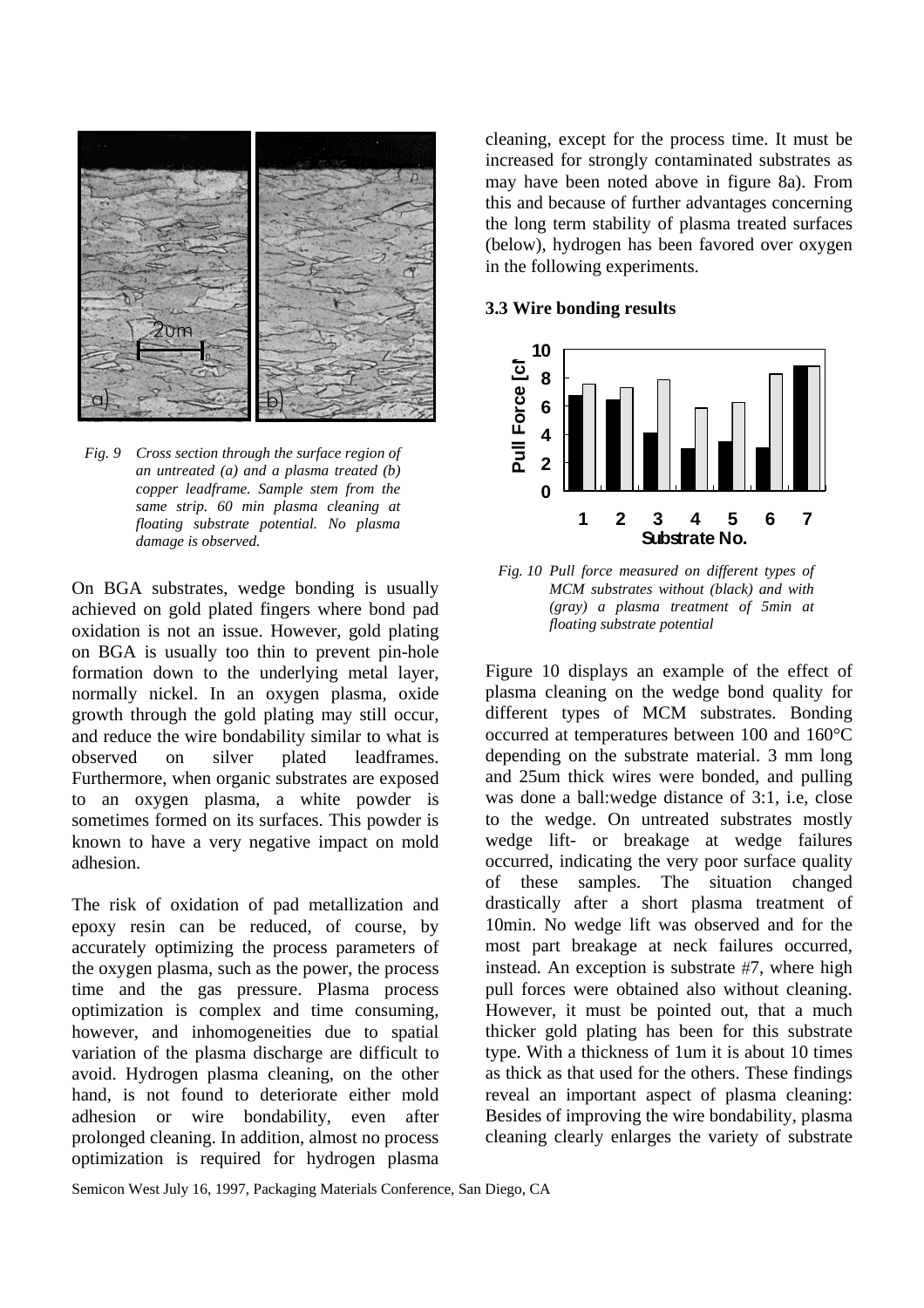2um

a)

b)

*Fig. 9 Cross section through the surface region of an untreated (a) and a plasma treated (b) copper leadframe. Sample stem from the same strip. 60 min plasma cleaning at floating substrate potential. No plasma damage is observed.*

On BGA substrates, wedge bonding is usually achieved on gold plated fingers where bond pad oxidation is not an issue. However, gold plating on BGA is usually too thin to prevent pin-hole formation down to the underlying metal layer, normally nickel. In an oxygen plasma, oxide growth through the gold plating may still occur, and reduce the wire bondability similar to what is observed on silver plated leadframes. Furthermore, when organic substrates are exposed to an oxygen plasma, a white powder is sometimes formed on its surfaces. This powder is known to have a very negative impact on mold adhesion.

The risk of oxidation of pad metallization and epoxy resin can be reduced, of course, by accurately optimizing the process parameters of the oxygen plasma, such as the power, the process time and the gas pressure. Plasma process optimization is complex and time consuming, however, and inhomogeneities due to spatial variation of the plasma discharge are difficult to avoid. Hydrogen plasma cleaning, on the other hand, is not found to deteriorate either mold adhesion or wire bondability, even after prolonged cleaning. In addition, almost no process optimization is required for hydrogen plasma cleaning, except for the process time. It must be increased for strongly contaminated substrates as may have been noted above in figure 8a). From this and because of further advantages concerning the long term stability of plasma treated surfaces (below), hydrogen has been favored over oxygen in the following experiments.

### 3.3 Wire bonding results

Pull Force [cN]

10
8
6
4
2
0

1 2 3 4 5 6 7

Substrate No.

*Fig. 10 Pull force measured on different types of MCM substrates without (black) and with (gray) a plasma treatment of 5min at floating substrate potential*

Figure 10 displays an example of the effect of plasma cleaning on the wedge bond quality for different types of MCM substrates. Bonding occurred at temperatures between 100 and 160°C depending on the substrate material. 3 mm long and 25um thick wires were bonded, and pulling was done a ball:wedge distance of 3:1, i.e, close to the wedge. On untreated substrates mostly wedge lift- or breakage at wedge failures occurred, indicating the very poor surface quality of these samples. The situation changed drastically after a short plasma treatment of 10min. No wedge lift was observed and for the most part breakage at neck failures occurred, instead. An exception is substrate #7, where high pull forces were obtained also without cleaning. However, it must be pointed out, that a much thicker gold plating has been for this substrate type. With a thickness of 1um it is about 10 times as thick as that used for the others. These findings reveal an important aspect of plasma cleaning: Besides of improving the wire bondability, plasma cleaning clearly enlarges the variety of substrate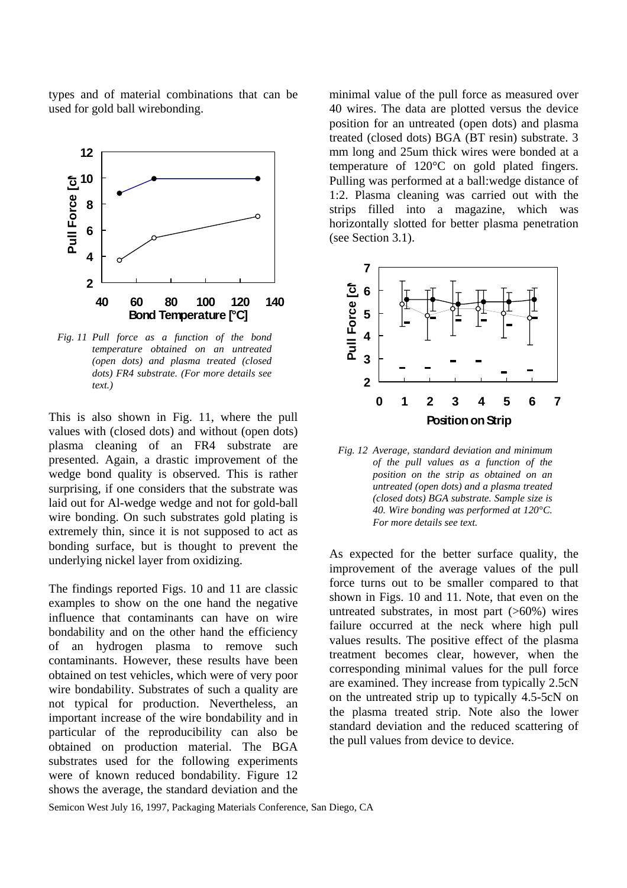types and of material combinations that can be used for gold ball wirebonding.

12
10
8
6
4
2
Pull Force [cN]
40 60 80 100 120 140
Bond Temperature [°C]

*Fig. 11 Pull force as a function of the bond temperature obtained on an untreated (open dots) and plasma treated (closed dots) FR4 substrate. (For more details see text.)*

This is also shown in Fig. 11, where the pull values with (closed dots) and without (open dots) plasma cleaning of an FR4 substrate are presented. Again, a drastic improvement of the wedge bond quality is observed. This is rather surprising, if one considers that the substrate was laid out for Al-wedge wedge and not for gold-ball wire bonding. On such substrates gold plating is extremely thin, since it is not supposed to act as bonding surface, but is thought to prevent the underlying nickel layer from oxidizing.

The findings reported Figs. 10 and 11 are classic examples to show on the one hand the negative influence that contaminants can have on wire bondability and on the other hand the efficiency of an hydrogen plasma to remove such contaminants. However, these results have been obtained on test vehicles, which were of very poor wire bondability. Substrates of such a quality are not typical for production. Nevertheless, an important increase of the wire bondability and in particular of the reproducibility can also be obtained on production material. The BGA substrates used for the following experiments were of known reduced bondability. Figure 12 shows the average, the standard deviation and the minimal value of the pull force as measured over 40 wires. The data are plotted versus the device position for an untreated (open dots) and plasma treated (closed dots) BGA (BT resin) substrate. 3 mm long and 25um thick wires were bonded at a temperature of 120°C on gold plated fingers. Pulling was performed at a ball:wedge distance of 1:2. Plasma cleaning was carried out with the strips filled into a magazine, which was horizontally slotted for better plasma penetration (see Section 3.1).

7
6
5
4
3
2
Pull Force [cN]
0 1 2 3 4 5 6 7
Position on Strip

*Fig. 12 Average, standard deviation and minimum of the pull values as a function of the position on the strip as obtained on an untreated (open dots) and a plasma treated (closed dots) BGA substrate. Sample size is 40. Wire bonding was performed at 120°C. For more details see text.*

As expected for the better surface quality, the improvement of the average values of the pull force turns out to be smaller compared to that shown in Figs. 10 and 11. Note, that even on the untreated substrates, in most part (>60%) wires failure occurred at the neck where high pull values results. The positive effect of the plasma treatment becomes clear, however, when the corresponding minimal values for the pull force are examined. They increase from typically 2.5cN on the untreated strip up to typically 4.5-5cN on the plasma treated strip. Note also the lower standard deviation and the reduced scattering of the pull values from device to device.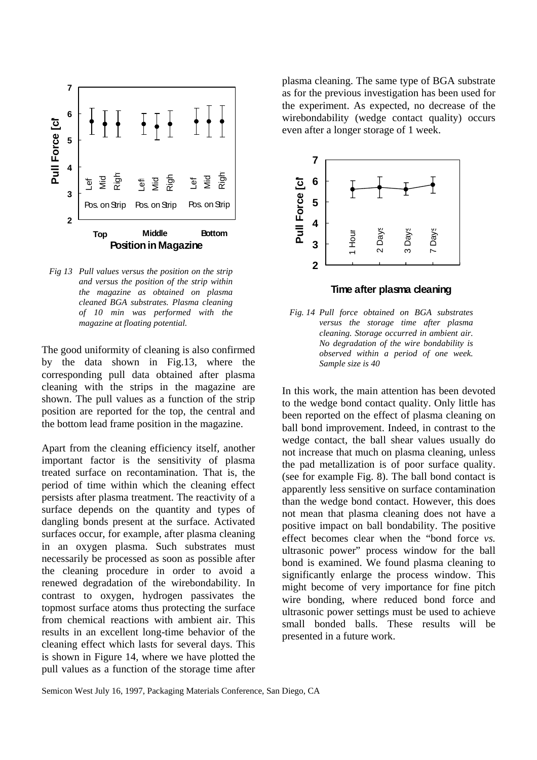7

6

5

4

3

2

Pull Force [cN]

Left Mid Right

Left Mid Right

Left Mid Right

Pos. on Strip

Pos. on Strip

Pos. on Strip

Top

Middle

Bottom

Position in Magazine

*Fig 13 Pull values versus the position on the strip and versus the position of the strip within the magazine as obtained on plasma cleaned BGA substrates. Plasma cleaning of 10 min was performed with the magazine at floating potential.*

The good uniformity of cleaning is also confirmed by the data shown in Fig.13, where the corresponding pull data obtained after plasma cleaning with the strips in the magazine are shown. The pull values as a function of the strip position are reported for the top, the central and the bottom lead frame position in the magazine.

Apart from the cleaning efficiency itself, another important factor is the sensitivity of plasma treated surface on recontamination. That is, the period of time within which the cleaning effect persists after plasma treatment. The reactivity of a surface depends on the quantity and types of dangling bonds present at the surface. Activated surfaces occur, for example, after plasma cleaning in an oxygen plasma. Such substrates must necessarily be processed as soon as possible after the cleaning procedure in order to avoid a renewed degradation of the wirebondability. In contrast to oxygen, hydrogen passivates the topmost surface atoms thus protecting the surface from chemical reactions with ambient air. This results in an excellent long-time behavior of the cleaning effect which lasts for several days. This is shown in Figure 14, where we have plotted the pull values as a function of the storage time after plasma cleaning. The same type of BGA substrate as for the previous investigation has been used for the experiment. As expected, no decrease of the wirebondability (wedge contact quality) occurs even after a longer storage of 1 week.

7

6

5

4

3

2

Pull Force [cN]

1 Hour

2 Days

3 Days

7 Days

Time after plasma cleaning

*Fig. 14 Pull force obtained on BGA substrates versus the storage time after plasma cleaning. Storage occurred in ambient air. No degradation of the wire bondability is observed within a period of one week. Sample size is 40*

In this work, the main attention has been devoted to the wedge bond contact quality. Only little has been reported on the effect of plasma cleaning on ball bond improvement. Indeed, in contrast to the wedge contact, the ball shear values usually do not increase that much on plasma cleaning, unless the pad metallization is of poor surface quality. (see for example Fig. 8). The ball bond contact is apparently less sensitive on surface contamination than the wedge bond contact. However, this does not mean that plasma cleaning does not have a positive impact on ball bondability. The positive effect becomes clear when the "bond force *vs.* ultrasonic power" process window for the ball bond is examined. We found plasma cleaning to significantly enlarge the process window. This might become of very importance for fine pitch wire bonding, where reduced bond force and ultrasonic power settings must be used to achieve small bonded balls. These results will be presented in a future work.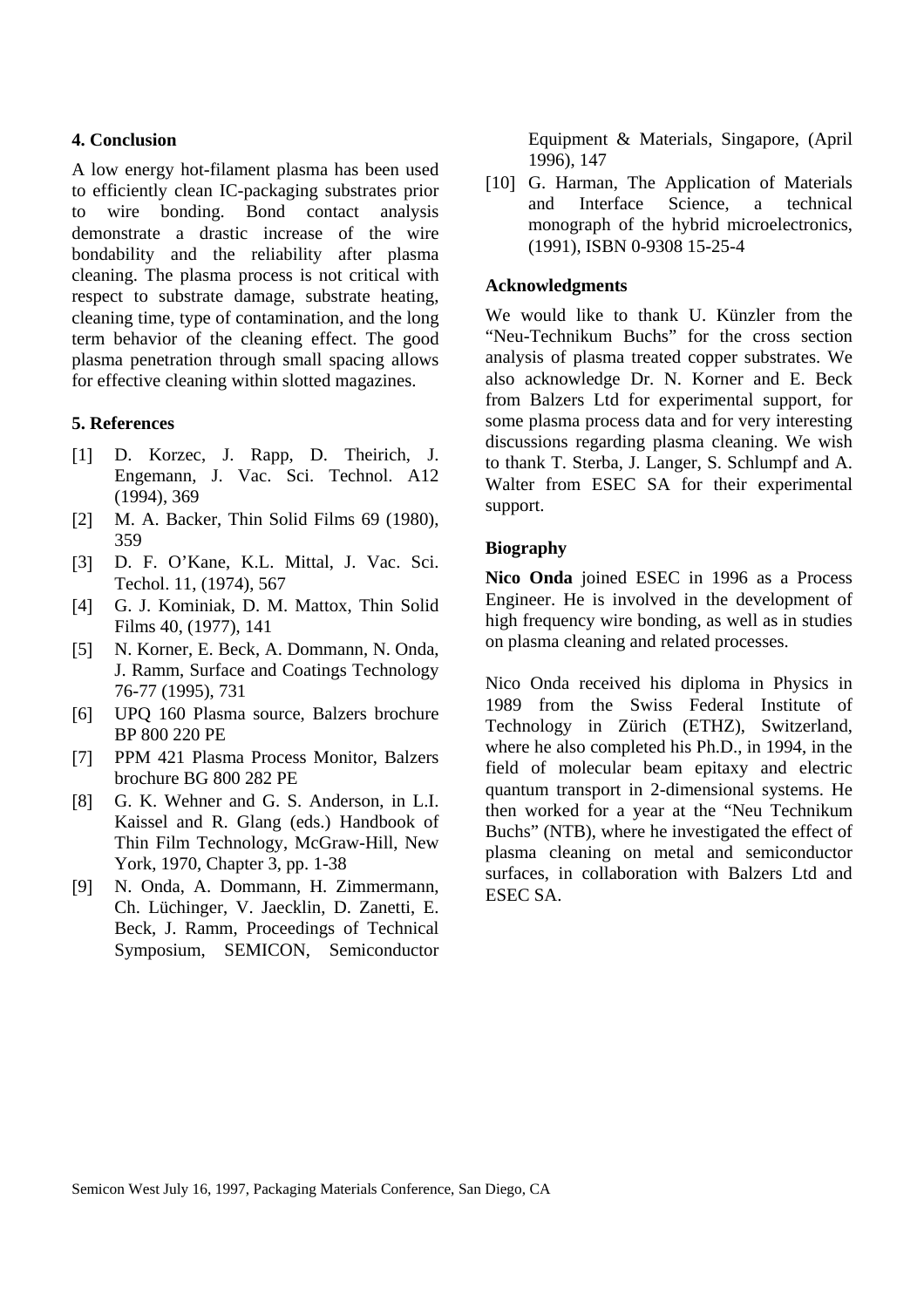## 4. Conclusion

A low energy hot-filament plasma has been used to efficiently clean IC-packaging substrates prior to wire bonding. Bond contact analysis demonstrate a drastic increase of the wire bondability and the reliability after plasma cleaning. The plasma process is not critical with respect to substrate damage, substrate heating, cleaning time, type of contamination, and the long term behavior of the cleaning effect. The good plasma penetration through small spacing allows for effective cleaning within slotted magazines.

## 5. References

[1] D. Korzec, J. Rapp, D. Theirich, J. Engemann, J. Vac. Sci. Technol. A12 (1994), 369

[2] M. A. Backer, Thin Solid Films 69 (1980), 359

[3] D. F. O'Kane, K.L. Mittal, J. Vac. Sci. Techol. 11, (1974), 567

[4] G. J. Kominiak, D. M. Mattox, Thin Solid Films 40, (1977), 141

[5] N. Korner, E. Beck, A. Dommann, N. Onda, J. Ramm, Surface and Coatings Technology 76-77 (1995), 731

[6] UPQ 160 Plasma source, Balzers brochure BP 800 220 PE

[7] PPM 421 Plasma Process Monitor, Balzers brochure BG 800 282 PE

[8] G. K. Wehner and G. S. Anderson, in L.I. Kaissel and R. Glang (eds.) Handbook of Thin Film Technology, McGraw-Hill, New York, 1970, Chapter 3, pp. 1-38

[9] N. Onda, A. Dommann, H. Zimmermann, Ch. Lüchinger, V. Jaecklin, D. Zanetti, E. Beck, J. Ramm, Proceedings of Technical Symposium, SEMICON, Semiconductor Equipment & Materials, Singapore, (April 1996), 147

[10] G. Harman, The Application of Materials and Interface Science, a technical monograph of the hybrid microelectronics, (1991), ISBN 0-9308 15-25-4

## Acknowledgments

We would like to thank U. Künzler from the "Neu-Technikum Buchs" for the cross section analysis of plasma treated copper substrates. We also acknowledge Dr. N. Korner and E. Beck from Balzers Ltd for experimental support, for some plasma process data and for very interesting discussions regarding plasma cleaning. We wish to thank T. Sterba, J. Langer, S. Schlumpf and A. Walter from ESEC SA for their experimental support.

## Biography

**Nico Onda** joined ESEC in 1996 as a Process Engineer. He is involved in the development of high frequency wire bonding, as well as in studies on plasma cleaning and related processes.

Nico Onda received his diploma in Physics in 1989 from the Swiss Federal Institute of Technology in Zürich (ETHZ), Switzerland, where he also completed his Ph.D., in 1994, in the field of molecular beam epitaxy and electric quantum transport in 2-dimensional systems. He then worked for a year at the "Neu Technikum Buchs" (NTB), where he investigated the effect of plasma cleaning on metal and semiconductor surfaces, in collaboration with Balzers Ltd and ESEC SA.